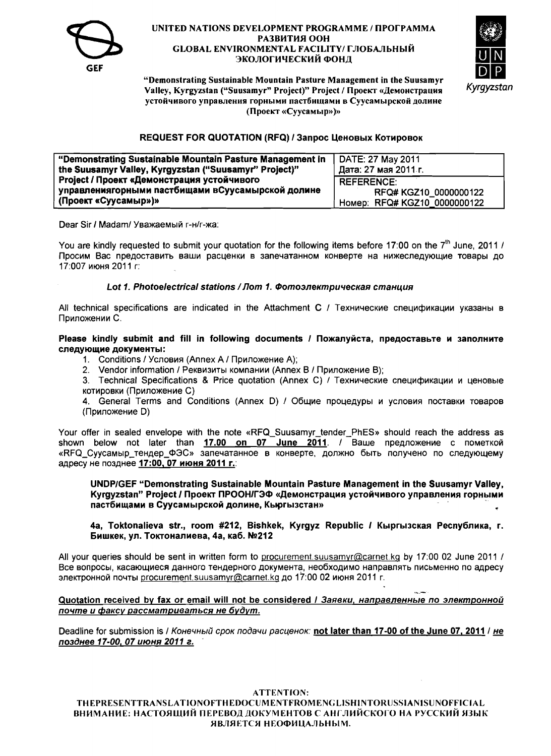# UNITED NATIONS DEVELOPMENT PROGRAMME / ПРОГРАММА РАЗВИТИЯ ООН
# GLOBAL ENVIRONMENTAL FACILITY/ ГЛОБАЛЬНЫЙ ЭКОЛОГИЧЕСКИЙ ФОНД

GEF

Kyrgyzstan

**"Demonstrating Sustainable Mountain Pasture Management in the Suusamyr Valley, Kyrgyzstan ("Suusamyr" Project)" Project / Проект «Демонстрация устойчивого управления горными пастбищами в Суусамырской долине (Проект «Суусамыр»)»**

## REQUEST FOR QUOTATION (RFQ) / Запрос Ценовых Котировок

| **"Demonstrating Sustainable Mountain Pasture Management in the Suusamyr Valley, Kyrgyzstan ("Suusamyr" Project)" Project / Проект «Демонстрация устойчивого управлениягорными пастбищами вСуусамырской долине (Проект «Суусамыр»)»** | DATE: 27 May 2011<br>Дата: 27 мая 2011 г. |
|---|---|
| | REFERENCE:<br>RFQ# KGZ10_0000000122<br>Номер: RFQ# KGZ10_0000000122 |

Dear Sir / Madam/ Уважаемый г-н/г-жа:

You are kindly requested to submit your quotation for the following items before 17:00 on the 7th June, 2011 / Просим Вас предоставить ваши расценки в запечатанном конверте на нижеследующие товары до 17:007 июня 2011 г:

***Lot 1. Photoelectrical stations / Лот 1. Фотоэлектрическая станция***

All technical specifications are indicated in the Attachment C / Технические спецификации указаны в Приложении С.

**Please kindly submit and fill in following documents / Пожалуйста, предоставьте и заполните следующие документы:**

1. Conditions / Условия (Annex A / Приложение А);
2. Vendor information / Реквизиты компании (Annex B / Приложение В);
3. Technical Specifications & Price quotation (Annex C) / Технические спецификации и ценовые котировки (Приложение С)
4. General Terms and Conditions (Annex D) / Общие процедуры и условия поставки товаров (Приложение D)

Your offer in sealed envelope with the note «RFQ_Suusamyr_tender_PhES» should reach the address as shown below not later than **17.00 on 07 June 2011**. / Ваше предложение с пометкой «RFQ_Суусамыр_тендер_ФЭС» запечатанное в конверте, должно быть получено по следующему адресу не позднее **17:00, 07 июня 2011 г.**:

> **UNDP/GEF "Demonstrating Sustainable Mountain Pasture Management in the Suusamyr Valley, Kyrgyzstan" Project / Проект ПРООН/ГЭФ «Демонстрация устойчивого управления горными пастбищами в Суусамырской долине, Кыргызстан»**
>
> **4a, Toktonalieva str., room #212, Bishkek, Kyrgyz Republic / Кыргызская Республика, г. Бишкек, ул. Токтоналиева, 4а, каб. №212**

All your queries should be sent in written form to procurement.suusamyr@carnet.kg by 17:00 02 June 2011 / Все вопросы, касающиеся данного тендерного документа, необходимо направлять письменно по адресу электронной почты procurement.suusamyr@carnet.kg до 17:00 02 июня 2011 г.

**Quotation received by fax or email will not be considered / *Заявки, направленные по электронной почте и факсу рассматриваться не будут.***

Deadline for submission is / *Конечный срок подачи расценок:* **not later than 17-00 of the June 07, 2011** / ***не позднее 17-00, 07 июня 2011 г.***

ATTENTION:
THEPRESENTTRANSLATIONOFTHEDOCUMENTFROMENGLISHINTORUSSIANISUNOFFICIAL
ВНИМАНИЕ: НАСТОЯЩИЙ ПЕРЕВОД ДОКУМЕНТОВ С АНГЛИЙСКОГО НА РУССКИЙ ЯЗЫК ЯВЛЯЕТСЯ НЕОФИЦАЛЬНЫМ.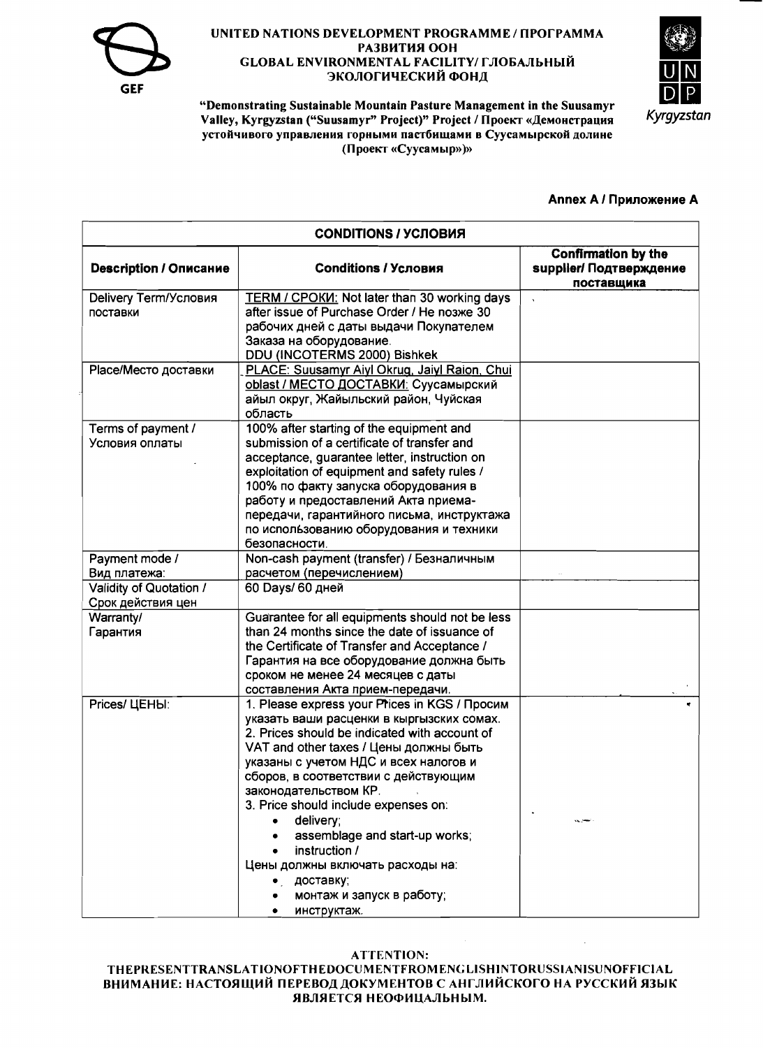**UNITED NATIONS DEVELOPMENT PROGRAMME / ПРОГРАММА РАЗВИТИЯ ООН**
**GLOBAL ENVIRONMENTAL FACILITY/ ГЛОБАЛЬНЫЙ ЭКОЛОГИЧЕСКИЙ ФОНД**

**"Demonstrating Sustainable Mountain Pasture Management in the Suusamyr Valley, Kyrgyzstan ("Suusamyr" Project)" Project / Проект «Демонстрация устойчивого управления горными пастбищами в Суусамырской долине (Проект «Суусамыр»)»**

GEF

UNDP Kyrgyzstan

**Annex A / Приложение A**

| **CONDITIONS / УСЛОВИЯ** | | |
|---|---|---|
| **Description / Описание** | **Conditions / Условия** | **Confirmation by the supplier/ Подтверждение поставщика** |
| Delivery Term/Условия поставки | TERM / СРОКИ: Not later than 30 working days after issue of Purchase Order / Не позже 30 рабочих дней с даты выдачи Покупателем Заказа на оборудование. DDU (INCOTERMS 2000) Bishkek | |
| Place/Место доставки | PLACE: Suusamyr Aiyl Okrug, Jaiyl Raion, Chui oblast / МЕСТО ДОСТАВКИ: Суусамырский айыл округ, Жайыльский район, Чуйская область | |
| Terms of payment / Условия оплаты | 100% after starting of the equipment and submission of a certificate of transfer and acceptance, guarantee letter, instruction on exploitation of equipment and safety rules / 100% по факту запуска оборудования в работу и предоставлений Акта приема-передачи, гарантийного письма, инструктажа по использованию оборудования и техники безопасности. | |
| Payment mode / Вид платежа: | Non-cash payment (transfer) / Безналичным расчетом (перечислением) | |
| Validity of Quotation / Срок действия цен | 60 Days/ 60 дней | |
| Warranty/ Гарантия | Guarantee for all equipments should not be less than 24 months since the date of issuance of the Certificate of Transfer and Acceptance / Гарантия на все оборудование должна быть сроком не менее 24 месяцев с даты составления Акта прием-передачи. | |
| Prices/ ЦЕНЫ: | 1. Please express your Prices in KGS / Просим указать ваши расценки в кыргызских сомах.<br>2. Prices should be indicated with account of VAT and other taxes / Цены должны быть указаны с учетом НДС и всех налогов и сборов, в соответствии с действующим законодательством КР.<br>3. Price should include expenses on:<br>• delivery;<br>• assemblage and start-up works;<br>• instruction /<br>Цены должны включать расходы на:<br>• доставку;<br>• монтаж и запуск в работу;<br>• инструктаж. | |

**ATTENTION:**
**THEPRESENTTRANSLATIONOFTHEDOCUMENTFROMENGLISHINTORUSSIANISUNOFFICIAL**
**ВНИМАНИЕ: НАСТОЯЩИЙ ПЕРЕВОД ДОКУМЕНТОВ С АНГЛИЙСКОГО НА РУССКИЙ ЯЗЫК ЯВЛЯЕТСЯ НЕОФИЦАЛЬНЫМ.**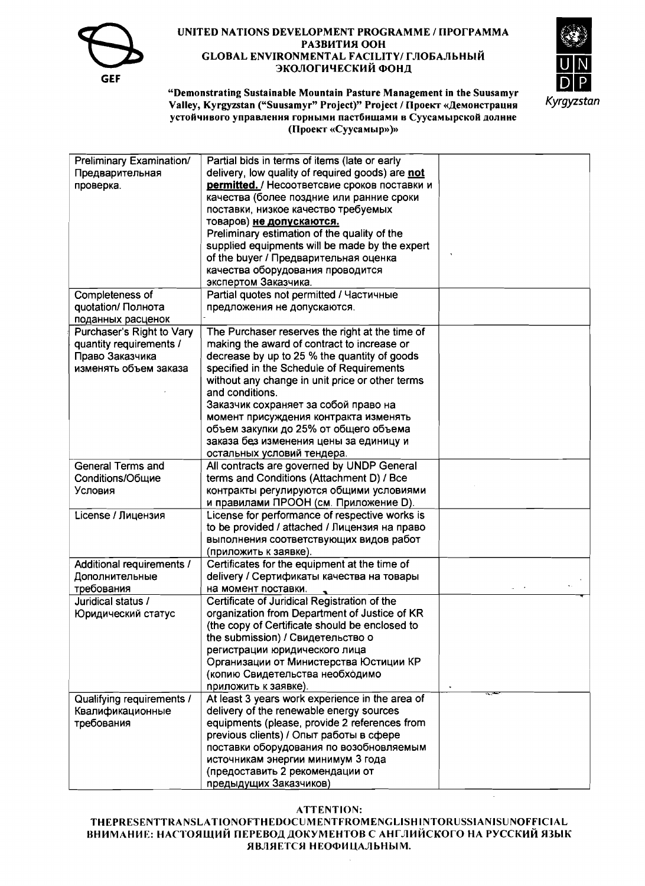**UNITED NATIONS DEVELOPMENT PROGRAMME / ПРОГРАММА РАЗВИТИЯ ООН**
**GLOBAL ENVIRONMENTAL FACILITY/ ГЛОБАЛЬНЫЙ ЭКОЛОГИЧЕСКИЙ ФОНД**

**"Demonstrating Sustainable Mountain Pasture Management in the Suusamyr Valley, Kyrgyzstan ("Suusamyr") Project)" Project / Проект «Демонстрация устойчивого управления горными пастбищами в Суусамырской долине (Проект «Суусамыр»)»**

| | | |
|---|---|---|
| Preliminary Examination/ Предварительная проверка. | Partial bids in terms of items (late or early delivery, low quality of required goods) are **not permitted.** / Несоответсвие сроков поставки и качества (более поздние или ранние сроки поставки, низкое качество требуемых товаров) **не допускаются.** Preliminary estimation of the quality of the supplied equipments will be made by the expert of the buyer / Предварительная оценка качества оборудования проводится экспертом Заказчика. | |
| Completeness of quotation/ Полнота поданных расценок | Partial quotes not permitted / Частичные предложения не допускаются. | |
| Purchaser's Right to Vary quantity requirements / Право Заказчика изменять объем заказа | The Purchaser reserves the right at the time of making the award of contract to increase or decrease by up to 25 % the quantity of goods specified in the Schedule of Requirements without any change in unit price or other terms and conditions. Заказчик сохраняет за собой право на момент присуждения контракта изменять объем закупки до 25% от общего объема заказа без изменения цены за единицу и остальных условий тендера. | |
| General Terms and Conditions/Общие Условия | All contracts are governed by UNDP General terms and Conditions (Attachment D) / Все контракты регулируются общими условиями и правилами ПРООН (см. Приложение D). | |
| License / Лицензия | License for performance of respective works is to be provided / attached / Лицензия на право выполнения соответствующих видов работ (приложить к заявке). | |
| Additional requirements / Дополнительные требования | Certificates for the equipment at the time of delivery / Сертификаты качества на товары на момент поставки. | |
| Juridical status / Юридический статус | Certificate of Juridical Registration of the organization from Department of Justice of KR (the copy of Certificate should be enclosed to the submission) / Свидетельство о регистрации юридического лица Организации от Министерства Юстиции КР (копию Свидетельства необходимо приложить к заявке). | |
| Qualifying requirements / Квалификационные требования | At least 3 years work experience in the area of delivery of the renewable energy sources equipments (please, provide 2 references from previous clients) / Опыт работы в сфере поставки оборудования по возобновляемым источникам энергии минимум 3 года (предоставить 2 рекомендации от предыдущих Заказчиков) | |

**ATTENTION:**
**THEPRESENTTRANSLATIONOFTHEDOCUMENTFROMENGLISHINTORUSSIANISUNOFFICIAL**
**ВНИМАНИЕ: НАСТОЯЩИЙ ПЕРЕВОД ДОКУМЕНТОВ С АНГЛИЙСКОГО НА РУССКИЙ ЯЗЫК ЯВЛЯЕТСЯ НЕОФИЦАЛЬНЫМ.**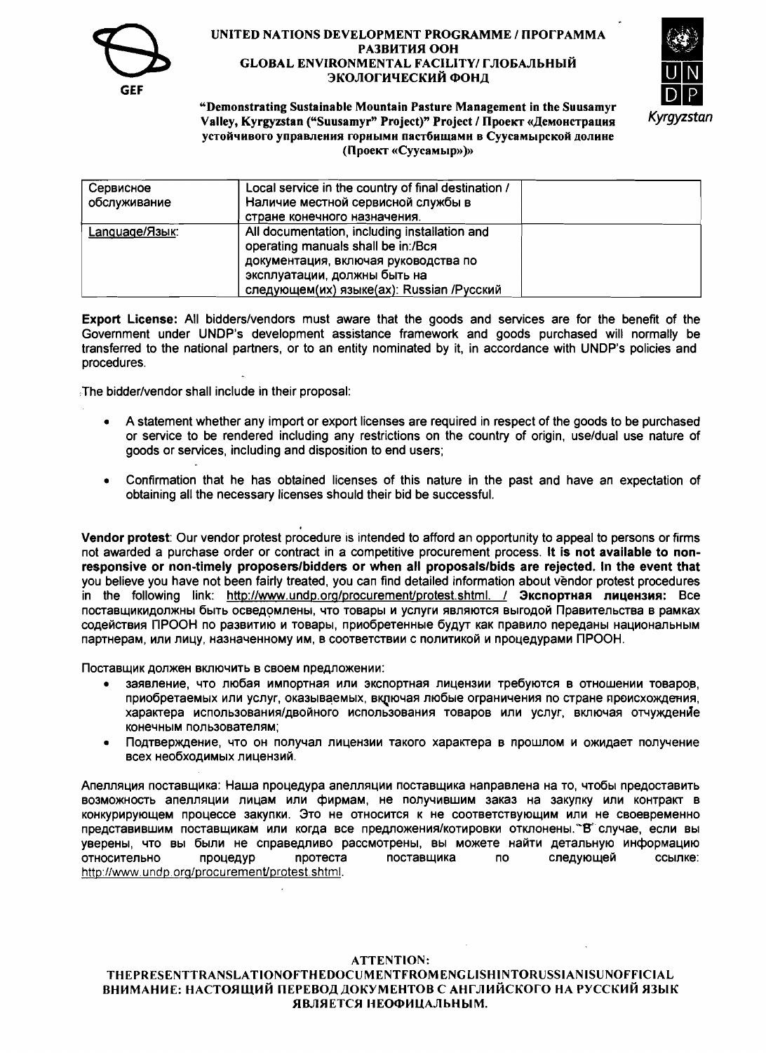**UNITED NATIONS DEVELOPMENT PROGRAMME / ПРОГРАММА РАЗВИТИЯ ООН**
**GLOBAL ENVIRONMENTAL FACILITY/ ГЛОБАЛЬНЫЙ ЭКОЛОГИЧЕСКИЙ ФОНД**

**"Demonstrating Sustainable Mountain Pasture Management in the Suusamyr Valley, Kyrgyzstan ("Suusamyr" Project)" Project / Проект «Демонстрация устойчивого управления горными пастбищами в Суусамырской долине (Проект «Суусамыр»)»**

| | | |
|---|---|---|
| Сервисное обслуживание | Local service in the country of final destination / Наличие местной сервисной службы в стране конечного назначения. | |
| Language/Язык: | All documentation, including installation and operating manuals shall be in:/Вся документация, включая руководства по эксплуатации, должны быть на следующем(их) языке(ах): Russian /Русский | |

**Export License:** All bidders/vendors must aware that the goods and services are for the benefit of the Government under UNDP's development assistance framework and goods purchased will normally be transferred to the national partners, or to an entity nominated by it, in accordance with UNDP's policies and procedures.

The bidder/vendor shall include in their proposal:

- A statement whether any import or export licenses are required in respect of the goods to be purchased or service to be rendered including any restrictions on the country of origin, use/dual use nature of goods or services, including and disposition to end users;
- Confirmation that he has obtained licenses of this nature in the past and have an expectation of obtaining all the necessary licenses should their bid be successful.

**Vendor protest**: Our vendor protest procedure is intended to afford an opportunity to appeal to persons or firms not awarded a purchase order or contract in a competitive procurement process. **It is not available to non-responsive or non-timely proposers/bidders or when all proposals/bids are rejected. In the event that** you believe you have not been fairly treated, you can find detailed information about vendor protest procedures in the following link: http://www.undp.org/procurement/protest.shtml. / **Экспортная лицензия:** Все поставщикидолжны быть осведомлены, что товары и услуги являются выгодой Правительства в рамках содействия ПРООН по развитию и товары, приобретенные будут как правило переданы национальным партнерам, или лицу, назначенному им, в соответствии с политикой и процедурами ПРООН.

Поставщик должен включить в своем предложении:

- заявление, что любая импортная или экспортная лицензии требуются в отношении товаров, приобретаемых или услуг, оказываемых, включая любые ограничения по стране происхождения, характера использования/двойного использования товаров или услуг, включая отчуждение конечным пользователям;
- Подтверждение, что он получал лицензии такого характера в прошлом и ожидает получение всех необходимых лицензий.

Апелляция поставщика: Наша процедура апелляции поставщика направлена на то, чтобы предоставить возможность апелляции лицам или фирмам, не получившим заказ на закупку или контракт в конкурирующем процессе закупки. Это не относится к не соответствующим или не своевременно представившим поставщикам или когда все предложения/котировки отклонены. "В случае, если вы уверены, что вы были не справедливо рассмотрены, вы можете найти детальную информацию относительно процедур протеста поставщика по следующей ссылке: http://www.undp.org/procurement/protest.shtml.

**ATTENTION:**
**THEPRESENTTRANSLATIONOFTHEDOCUMENTFROMENGLISHINTORUSSIANISUNOFFICIAL**
**ВНИМАНИЕ: НАСТОЯЩИЙ ПЕРЕВОД ДОКУМЕНТОВ С АНГЛИЙСКОГО НА РУССКИЙ ЯЗЫК ЯВЛЯЕТСЯ НЕОФИЦАЛЬНЫМ.**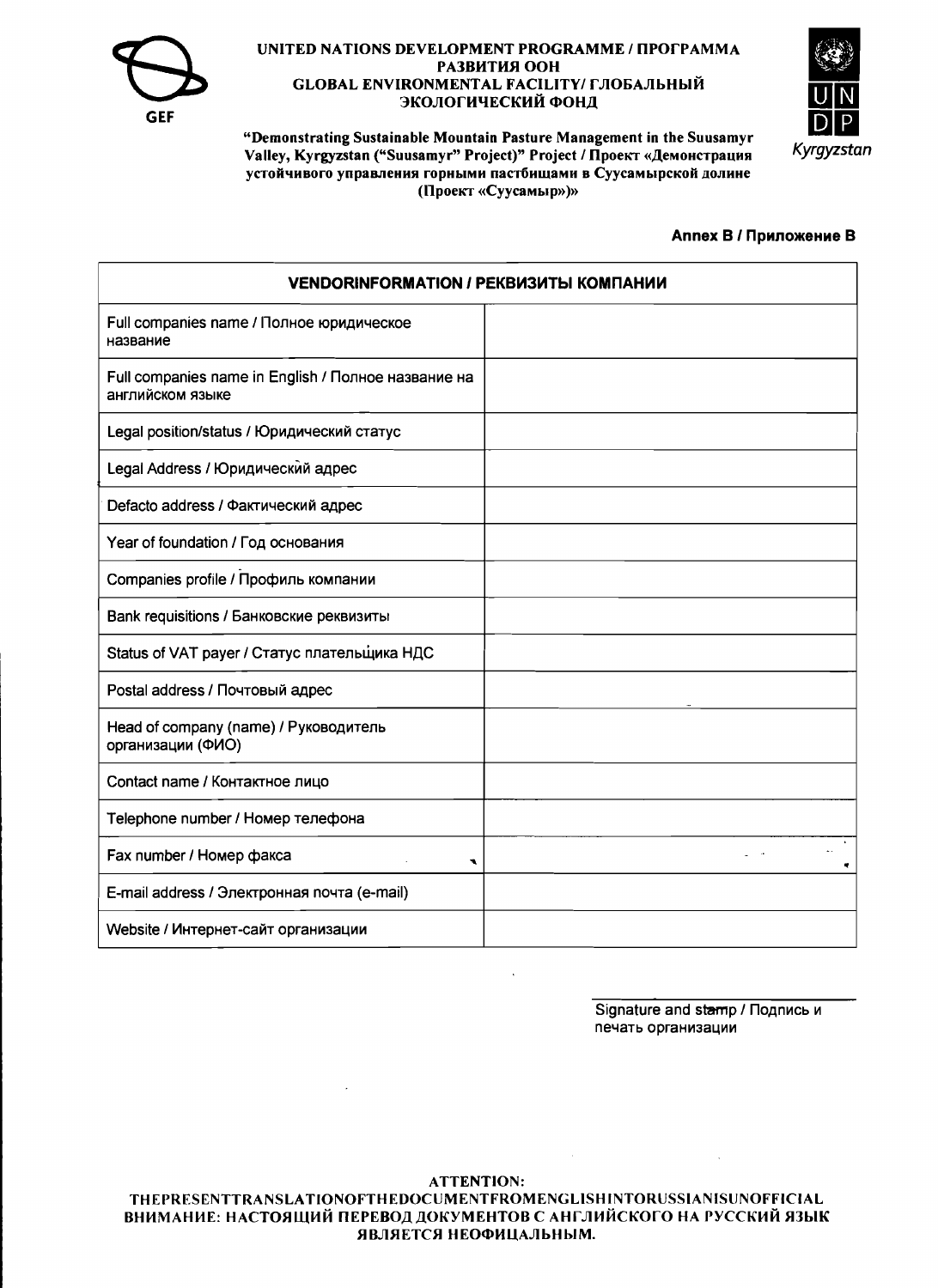**UNITED NATIONS DEVELOPMENT PROGRAMME / ПРОГРАММА РАЗВИТИЯ ООН**
**GLOBAL ENVIRONMENTAL FACILITY/ ГЛОБАЛЬНЫЙ ЭКОЛОГИЧЕСКИЙ ФОНД**

**"Demonstrating Sustainable Mountain Pasture Management in the Suusamyr Valley, Kyrgyzstan ("Suusamyr" Project)" Project / Проект «Демонстрация устойчивого управления горными пастбищами в Суусамырской долине (Проект «Суусамыр»)»**

**Annex B / Приложение B**

| VENDORINFORMATION / РЕКВИЗИТЫ КОМПАНИИ | |
|---|---|
| Full companies name / Полное юридическое название | |
| Full companies name in English / Полное название на английском языке | |
| Legal position/status / Юридический статус | |
| Legal Address / Юридический адрес | |
| Defacto address / Фактический адрес | |
| Year of foundation / Год основания | |
| Companies profile / Профиль компании | |
| Bank requisitions / Банковские реквизиты | |
| Status of VAT payer / Статус плательщика НДС | |
| Postal address / Почтовый адрес | |
| Head of company (name) / Руководитель организации (ФИО) | |
| Contact name / Контактное лицо | |
| Telephone number / Номер телефона | |
| Fax number / Номер факса | |
| E-mail address / Электронная почта (e-mail) | |
| Website / Интернет-сайт организации | |

Signature and stamp / Подпись и печать организации

**ATTENTION:**
**THEPRESENTTRANSLATIONOFTHEDOCUMENTFROMENGLISHINTORUSSIANISUNOFFICIAL**
**ВНИМАНИЕ: НАСТОЯЩИЙ ПЕРЕВОД ДОКУМЕНТОВ С АНГЛИЙСКОГО НА РУССКИЙ ЯЗЫК ЯВЛЯЕТСЯ НЕОФИЦАЛЬНЫМ.**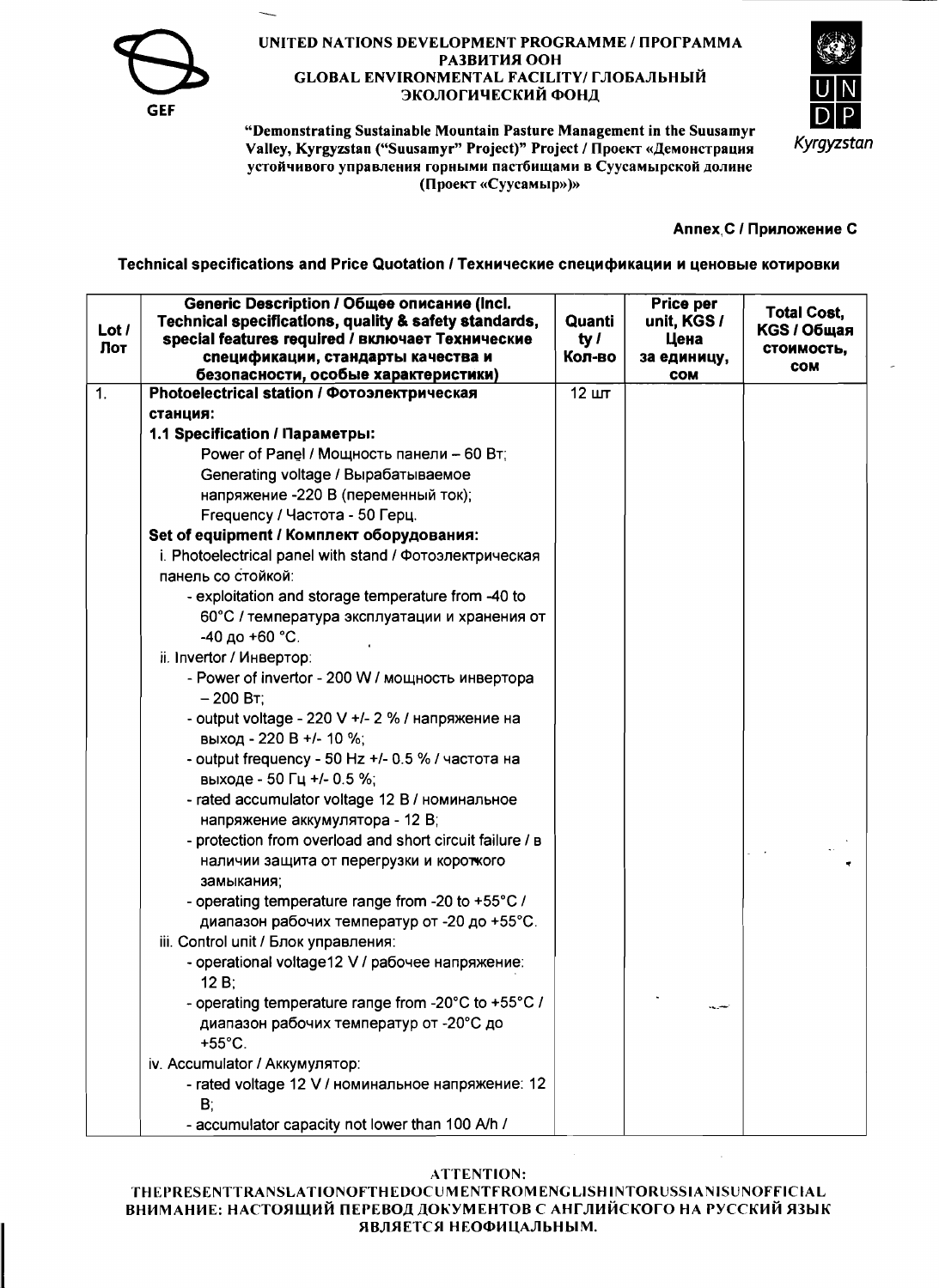UNITED NATIONS DEVELOPMENT PROGRAMME / ПРОГРАММА РАЗВИТИЯ ООН
GLOBAL ENVIRONMENTAL FACILITY/ ГЛОБАЛЬНЫЙ ЭКОЛОГИЧЕСКИЙ ФОНД

"Demonstrating Sustainable Mountain Pasture Management in the Suusamyr Valley, Kyrgyzstan ("Suusamyr" Project)" Project / Проект «Демонстрация устойчивого управления горными пастбищами в Суусамырской долине (Проект «Суусамыр»)»

**Annex C / Приложение С**

**Technical specifications and Price Quotation / Технические спецификации и ценовые котировки**

| Lot / Лот | Generic Description / Общее описание (Incl. Technical specifications, quality & safety standards, special features required / включает Технические спецификации, стандарты качества и безопасности, особые характеристики) | Quantity / Кол-во | Price per unit, KGS / Цена за единицу, сом | Total Cost, KGS / Общая стоимость, сом |
|---|---|---|---|---|
| 1. | **Photoelectrical station / Фотоэлектрическая станция:**<br>**1.1 Specification / Параметры:**<br>Power of Panel / Мощность панели – 60 Вт;<br>Generating voltage / Вырабатываемое напряжение -220 В (переменный ток);<br>Frequency / Частота - 50 Герц.<br>**Set of equipment / Комплект оборудования:**<br>i. Photoelectrical panel with stand / Фотоэлектрическая панель со стойкой:<br>- exploitation and storage temperature from -40 to 60°C / температура эксплуатации и хранения от -40 до +60 °С.<br>ii. Invertor / Инвертор:<br>- Power of invertor - 200 W / мощность инвертора – 200 Вт;<br>- output voltage - 220 V +/- 2 % / напряжение на выход - 220 В +/- 10 %;<br>- output frequency - 50 Hz +/- 0.5 % / частота на выходе - 50 Гц +/- 0.5 %;<br>- rated accumulator voltage 12 В / номинальное напряжение аккумулятора - 12 В;<br>- protection from overload and short circuit failure / в наличии защита от перегрузки и короткого замыкания;<br>- operating temperature range from -20 to +55°C / диапазон рабочих температур от -20 до +55°С.<br>iii. Control unit / Блок управления:<br>- operational voltage12 V / рабочее напряжение: 12 В;<br>- operating temperature range from -20°C to +55°C / диапазон рабочих температур от -20°С до +55°С.<br>iv. Accumulator / Аккумулятор:<br>- rated voltage 12 V / номинальное напряжение: 12 В;<br>- accumulator capacity not lower than 100 A/h / | 12 шт | | |

ATTENTION:
THEPRESENTTRANSLATIONOFTHEDOCUMENTFROMENGLISHINTORUSSIANISUNOFFICIAL
ВНИМАНИЕ: НАСТОЯЩИЙ ПЕРЕВОД ДОКУМЕНТОВ С АНГЛИЙСКОГО НА РУССКИЙ ЯЗЫК ЯВЛЯЕТСЯ НЕОФИЦАЛЬНЫМ.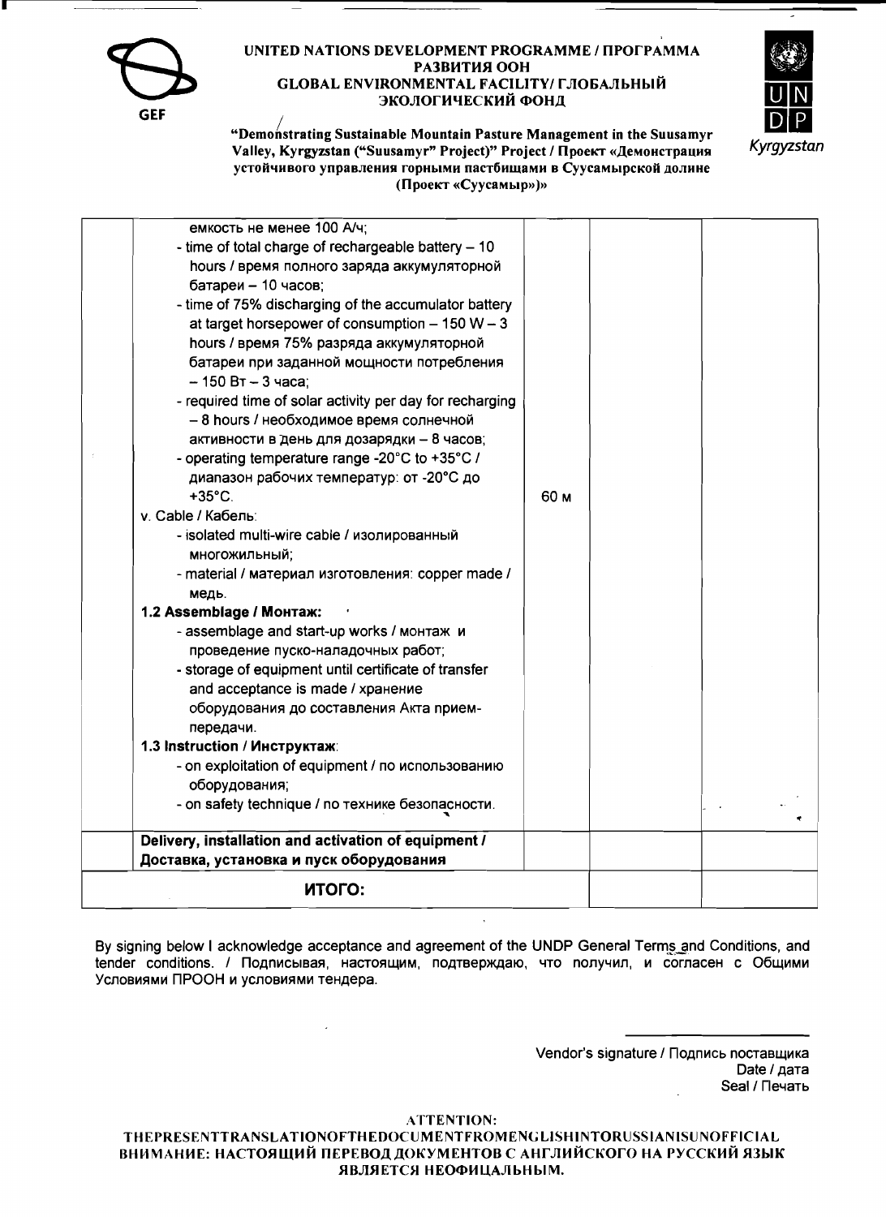UNITED NATIONS DEVELOPMENT PROGRAMME / ПРОГРАММА РАЗВИТИЯ ООН
GLOBAL ENVIRONMENTAL FACILITY/ ГЛОБАЛЬНЫЙ ЭКОЛОГИЧЕСКИЙ ФОНД

"Demonstrating Sustainable Mountain Pasture Management in the Suusamyr Valley, Kyrgyzstan ("Suusamyr" Project)" Project / Проект «Демонстрация устойчивого управления горными пастбищами в Суусамырской долине (Проект «Суусамыр»)»

| | | | | |
|---|---|---|---|---|
| | емкость не менее 100 А/ч;<br>- time of total charge of rechargeable battery – 10 hours / время полного заряда аккумуляторной батареи – 10 часов;<br>- time of 75% discharging of the accumulator battery at target horsepower of consumption – 150 W – 3 hours / время 75% разряда аккумуляторной батареи при заданной мощности потребления – 150 Вт – 3 часа;<br>- required time of solar activity per day for recharging – 8 hours / необходимое время солнечной активности в день для дозарядки – 8 часов;<br>- operating temperature range -20°C to +35°C / диапазон рабочих температур: от -20°C до +35°C.<br>v. Cable / Кабель:<br>- isolated multi-wire cable / изолированный многожильный;<br>- material / материал изготовления: copper made / медь.<br>**1.2 Assemblage / Монтаж:**<br>- assemblage and start-up works / монтаж и проведение пуско-наладочных работ;<br>- storage of equipment until certificate of transfer and acceptance is made / хранение оборудования до составления Акта прием-передачи.<br>**1.3 Instruction / Инструктаж:**<br>- on exploitation of equipment / по использованию оборудования;<br>- on safety technique / по технике безопасности. | 60 м | | |
| | **Delivery, installation and activation of equipment / Доставка, установка и пуск оборудования** | | | |
| | **ИТОГО:** | | | |

By signing below I acknowledge acceptance and agreement of the UNDP General Terms and Conditions, and tender conditions. / Подписывая, настоящим, подтверждаю, что получил, и согласен с Общими Условиями ПРООН и условиями тендера.

Vendor's signature / Подпись поставщика
Date / дата
Seal / Печать

ATTENTION:
THEPRESENTTRANSLATIONOFTHEDOCUMENTFROMENGLISHINTORUSSIANISUNOFFICIAL
ВНИМАНИЕ: НАСТОЯЩИЙ ПЕРЕВОД ДОКУМЕНТОВ С АНГЛИЙСКОГО НА РУССКИЙ ЯЗЫК ЯВЛЯЕТСЯ НЕОФИЦАЛЬНЫМ.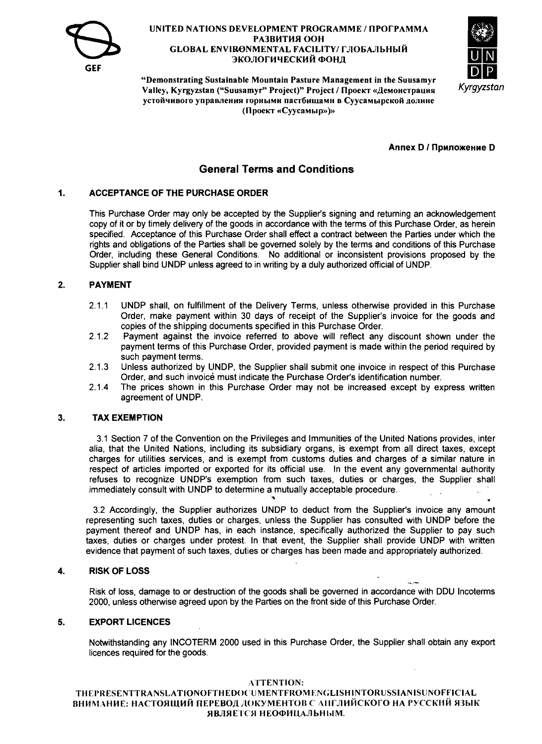**UNITED NATIONS DEVELOPMENT PROGRAMME / ПРОГРАММА РАЗВИТИЯ ООН**
**GLOBAL ENVIRONMENTAL FACILITY/ ГЛОБАЛЬНЫЙ ЭКОЛОГИЧЕСКИЙ ФОНД**

**"Demonstrating Sustainable Mountain Pasture Management in the Suusamyr Valley, Kyrgyzstan ("Suusamyr" Project)" Project / Проект «Демонстрация устойчивого управления горными пастбищами в Суусамырской долине (Проект «Суусамыр»)»**

Kyrgyzstan

**Annex D / Приложение D**

## General Terms and Conditions

### 1. ACCEPTANCE OF THE PURCHASE ORDER

This Purchase Order may only be accepted by the Supplier's signing and returning an acknowledgement copy of it or by timely delivery of the goods in accordance with the terms of this Purchase Order, as herein specified. Acceptance of this Purchase Order shall effect a contract between the Parties under which the rights and obligations of the Parties shall be governed solely by the terms and conditions of this Purchase Order, including these General Conditions. No additional or inconsistent provisions proposed by the Supplier shall bind UNDP unless agreed to in writing by a duly authorized official of UNDP.

### 2. PAYMENT

2.1.1 UNDP shall, on fulfillment of the Delivery Terms, unless otherwise provided in this Purchase Order, make payment within 30 days of receipt of the Supplier's invoice for the goods and copies of the shipping documents specified in this Purchase Order.

2.1.2 Payment against the invoice referred to above will reflect any discount shown under the payment terms of this Purchase Order, provided payment is made within the period required by such payment terms.

2.1.3 Unless authorized by UNDP, the Supplier shall submit one invoice in respect of this Purchase Order, and such invoice must indicate the Purchase Order's identification number.

2.1.4 The prices shown in this Purchase Order may not be increased except by express written agreement of UNDP.

### 3. TAX EXEMPTION

3.1 Section 7 of the Convention on the Privileges and Immunities of the United Nations provides, inter alia, that the United Nations, including its subsidiary organs, is exempt from all direct taxes, except charges for utilities services, and is exempt from customs duties and charges of a similar nature in respect of articles imported or exported for its official use. In the event any governmental authority refuses to recognize UNDP's exemption from such taxes, duties or charges, the Supplier shall immediately consult with UNDP to determine a mutually acceptable procedure.

3.2 Accordingly, the Supplier authorizes UNDP to deduct from the Supplier's invoice any amount representing such taxes, duties or charges, unless the Supplier has consulted with UNDP before the payment thereof and UNDP has, in each instance, specifically authorized the Supplier to pay such taxes, duties or charges under protest. In that event, the Supplier shall provide UNDP with written evidence that payment of such taxes, duties or charges has been made and appropriately authorized.

### 4. RISK OF LOSS

Risk of loss, damage to or destruction of the goods shall be governed in accordance with DDU Incoterms 2000, unless otherwise agreed upon by the Parties on the front side of this Purchase Order.

### 5. EXPORT LICENCES

Notwithstanding any INCOTERM 2000 used in this Purchase Order, the Supplier shall obtain any export licences required for the goods.

ATTENTION:
THEPRESENTTRANSLATIONOFTHEDOCUMENTFROMENGLISHINTORUSSIANISUNOFFICIAL
ВНИМАНИЕ: НАСТОЯЩИЙ ПЕРЕВОД ДОКУМЕНТОВ С АНГЛИЙСКОГО НА РУССКИЙ ЯЗЫК ЯВЛЯЕТСЯ НЕОФИЦАЛЬНЫМ.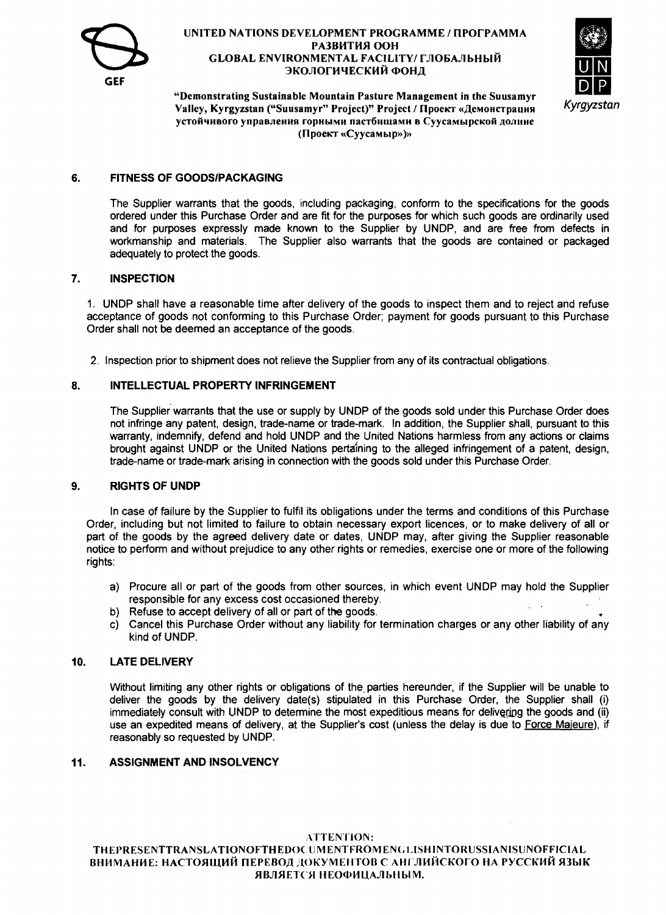## 6. FITNESS OF GOODS/PACKAGING

The Supplier warrants that the goods, including packaging, conform to the specifications for the goods ordered under this Purchase Order and are fit for the purposes for which such goods are ordinarily used and for purposes expressly made known to the Supplier by UNDP, and are free from defects in workmanship and materials. The Supplier also warrants that the goods are contained or packaged adequately to protect the goods.

## 7. INSPECTION

1. UNDP shall have a reasonable time after delivery of the goods to inspect them and to reject and refuse acceptance of goods not conforming to this Purchase Order; payment for goods pursuant to this Purchase Order shall not be deemed an acceptance of the goods.

2. Inspection prior to shipment does not relieve the Supplier from any of its contractual obligations.

## 8. INTELLECTUAL PROPERTY INFRINGEMENT

The Supplier warrants that the use or supply by UNDP of the goods sold under this Purchase Order does not infringe any patent, design, trade-name or trade-mark. In addition, the Supplier shall, pursuant to this warranty, indemnify, defend and hold UNDP and the United Nations harmless from any actions or claims brought against UNDP or the United Nations pertaining to the alleged infringement of a patent, design, trade-name or trade-mark arising in connection with the goods sold under this Purchase Order.

## 9. RIGHTS OF UNDP

In case of failure by the Supplier to fulfil its obligations under the terms and conditions of this Purchase Order, including but not limited to failure to obtain necessary export licences, or to make delivery of all or part of the goods by the agreed delivery date or dates, UNDP may, after giving the Supplier reasonable notice to perform and without prejudice to any other rights or remedies, exercise one or more of the following rights:

a) Procure all or part of the goods from other sources, in which event UNDP may hold the Supplier responsible for any excess cost occasioned thereby.
b) Refuse to accept delivery of all or part of the goods.
c) Cancel this Purchase Order without any liability for termination charges or any other liability of any kind of UNDP.

## 10. LATE DELIVERY

Without limiting any other rights or obligations of the parties hereunder, if the Supplier will be unable to deliver the goods by the delivery date(s) stipulated in this Purchase Order, the Supplier shall (i) immediately consult with UNDP to determine the most expeditious means for delivering the goods and (ii) use an expedited means of delivery, at the Supplier's cost (unless the delay is due to Force Majeure), if reasonably so requested by UNDP.

## 11. ASSIGNMENT AND INSOLVENCY

ATTENTION:
THEPRESENTTRANSLATIONOFTHEDOCUMENTFROMENGLISHINTORUSSIANISUNOFFICIAL
ВНИМАНИЕ: НАСТОЯЩИЙ ПЕРЕВОД ДОКУМЕНТОВ С АНГЛИЙСКОГО НА РУССКИЙ ЯЗЫК ЯВЛЯЕТСЯ НЕОФИЦАЛЬНЫМ.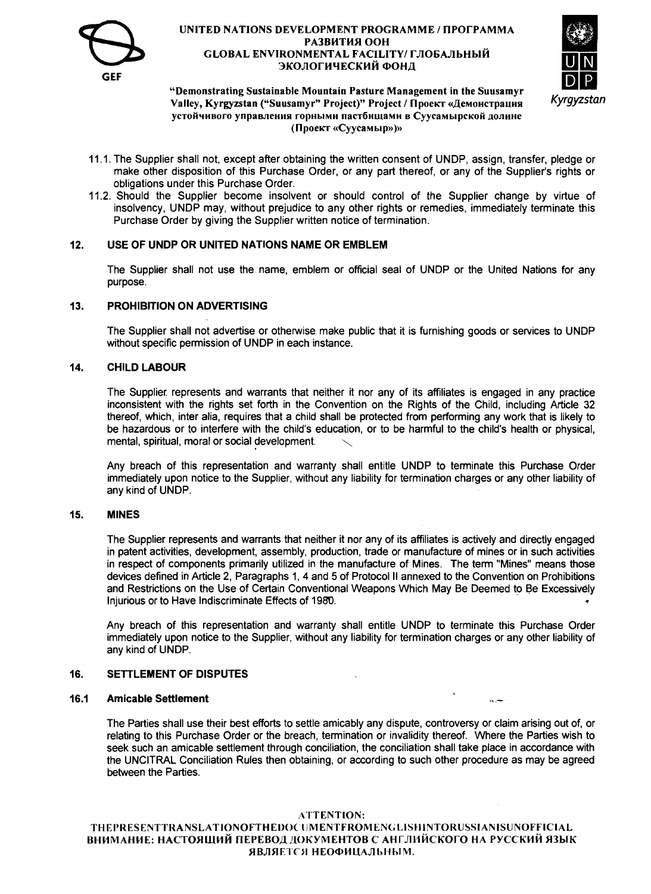11.1. The Supplier shall not, except after obtaining the written consent of UNDP, assign, transfer, pledge or make other disposition of this Purchase Order, or any part thereof, or any of the Supplier's rights or obligations under this Purchase Order.

11.2. Should the Supplier become insolvent or should control of the Supplier change by virtue of insolvency, UNDP may, without prejudice to any other rights or remedies, immediately terminate this Purchase Order by giving the Supplier written notice of termination.

## 12. USE OF UNDP OR UNITED NATIONS NAME OR EMBLEM

The Supplier shall not use the name, emblem or official seal of UNDP or the United Nations for any purpose.

## 13. PROHIBITION ON ADVERTISING

The Supplier shall not advertise or otherwise make public that it is furnishing goods or services to UNDP without specific permission of UNDP in each instance.

## 14. CHILD LABOUR

The Supplier represents and warrants that neither it nor any of its affiliates is engaged in any practice inconsistent with the rights set forth in the Convention on the Rights of the Child, including Article 32 thereof, which, inter alia, requires that a child shall be protected from performing any work that is likely to be hazardous or to interfere with the child's education, or to be harmful to the child's health or physical, mental, spiritual, moral or social development.

Any breach of this representation and warranty shall entitle UNDP to terminate this Purchase Order immediately upon notice to the Supplier, without any liability for termination charges or any other liability of any kind of UNDP.

## 15. MINES

The Supplier represents and warrants that neither it nor any of its affiliates is actively and directly engaged in patent activities, development, assembly, production, trade or manufacture of mines or in such activities in respect of components primarily utilized in the manufacture of Mines. The term "Mines" means those devices defined in Article 2, Paragraphs 1, 4 and 5 of Protocol II annexed to the Convention on Prohibitions and Restrictions on the Use of Certain Conventional Weapons Which May Be Deemed to Be Excessively Injurious or to Have Indiscriminate Effects of 1980.

Any breach of this representation and warranty shall entitle UNDP to terminate this Purchase Order immediately upon notice to the Supplier, without any liability for termination charges or any other liability of any kind of UNDP.

## 16. SETTLEMENT OF DISPUTES

### 16.1 Amicable Settlement

The Parties shall use their best efforts to settle amicably any dispute, controversy or claim arising out of, or relating to this Purchase Order or the breach, termination or invalidity thereof. Where the Parties wish to seek such an amicable settlement through conciliation, the conciliation shall take place in accordance with the UNCITRAL Conciliation Rules then obtaining, or according to such other procedure as may be agreed between the Parties.

ATTENTION:
THEPRESENTTRANSLATIONOFTHEDOCUMENTFROMENGLISHINTORUSSIANISUNOFFICIAL
ВНИМАНИЕ: НАСТОЯЩИЙ ПЕРЕВОД ДОКУМЕНТОВ С АНГЛИЙСКОГО НА РУССКИЙ ЯЗЫК ЯВЛЯЕТСЯ НЕОФИЦАЛЬНЫМ.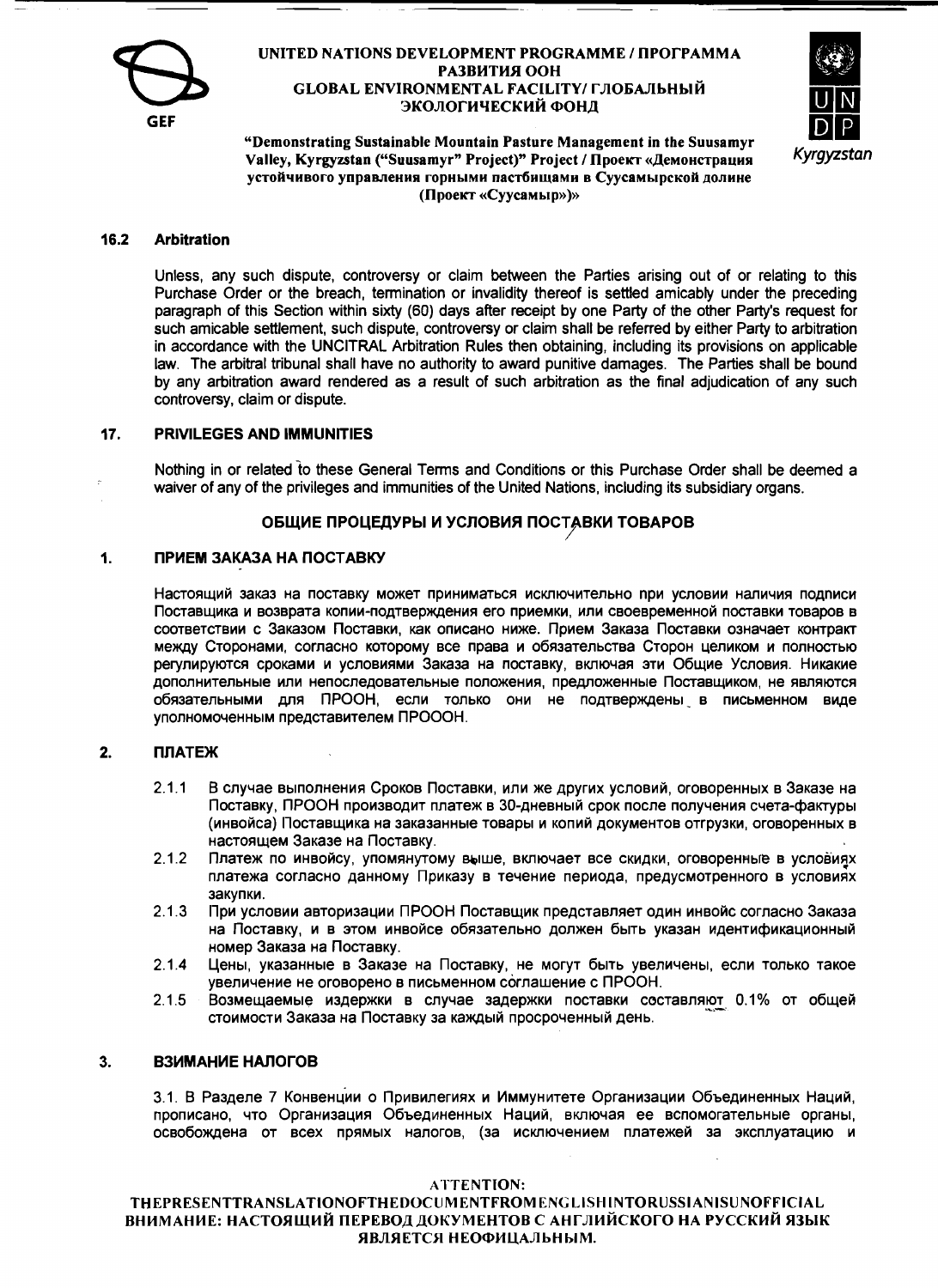### 16.2 Arbitration

Unless, any such dispute, controversy or claim between the Parties arising out of or relating to this Purchase Order or the breach, termination or invalidity thereof is settled amicably under the preceding paragraph of this Section within sixty (60) days after receipt by one Party of the other Party's request for such amicable settlement, such dispute, controversy or claim shall be referred by either Party to arbitration in accordance with the UNCITRAL Arbitration Rules then obtaining, including its provisions on applicable law. The arbitral tribunal shall have no authority to award punitive damages. The Parties shall be bound by any arbitration award rendered as a result of such arbitration as the final adjudication of any such controversy, claim or dispute.

## 17. PRIVILEGES AND IMMUNITIES

Nothing in or related to these General Terms and Conditions or this Purchase Order shall be deemed a waiver of any of the privileges and immunities of the United Nations, including its subsidiary organs.

## ОБЩИЕ ПРОЦЕДУРЫ И УСЛОВИЯ ПОСТАВКИ ТОВАРОВ

### 1. ПРИЕМ ЗАКАЗА НА ПОСТАВКУ

Настоящий заказ на поставку может приниматься исключительно при условии наличия подписи Поставщика и возврата копии-подтверждения его приемки, или своевременной поставки товаров в соответствии с Заказом Поставки, как описано ниже. Прием Заказа Поставки означает контракт между Сторонами, согласно которому все права и обязательства Сторон целиком и полностью регулируются сроками и условиями Заказа на поставку, включая эти Общие Условия. Никакие дополнительные или непоследовательные положения, предложенные Поставщиком, не являются обязательными для ПРООН, если только они не подтверждены в письменном виде уполномоченным представителем ПРОООН.

### 2. ПЛАТЕЖ

- 2.1.1 В случае выполнения Сроков Поставки, или же других условий, оговоренных в Заказе на Поставку, ПРООН производит платеж в 30-дневный срок после получения счета-фактуры (инвойса) Поставщика на заказанные товары и копий документов отгрузки, оговоренных в настоящем Заказе на Поставку.
- 2.1.2 Платеж по инвойсу, упомянутому выше, включает все скидки, оговоренные в условиях платежа согласно данному Приказу в течение периода, предусмотренного в условиях закупки.
- 2.1.3 При условии авторизации ПРООН Поставщик представляет один инвойс согласно Заказа на Поставку, и в этом инвойсе обязательно должен быть указан идентификационный номер Заказа на Поставку.
- 2.1.4 Цены, указанные в Заказе на Поставку, не могут быть увеличены, если только такое увеличение не оговорено в письменном соглашение с ПРООН.
- 2.1.5 Возмещаемые издержки в случае задержки поставки составляют 0.1% от общей стоимости Заказа на Поставку за каждый просроченный день.

### 3. ВЗИМАНИЕ НАЛОГОВ

3.1. В Разделе 7 Конвенции о Привилегиях и Иммунитете Организации Объединенных Наций, прописано, что Организация Объединенных Наций, включая ее вспомогательные органы, освобождена от всех прямых налогов, (за исключением платежей за эксплуатацию и

ATTENTION:
THEPRESENTTRANSLATIONOFTHEDOCUMENTFROMENGLISHINTORUSSIANISUNOFFICIAL
ВНИМАНИЕ: НАСТОЯЩИЙ ПЕРЕВОД ДОКУМЕНТОВ С АНГЛИЙСКОГО НА РУССКИЙ ЯЗЫК ЯВЛЯЕТСЯ НЕОФИЦАЛЬНЫМ.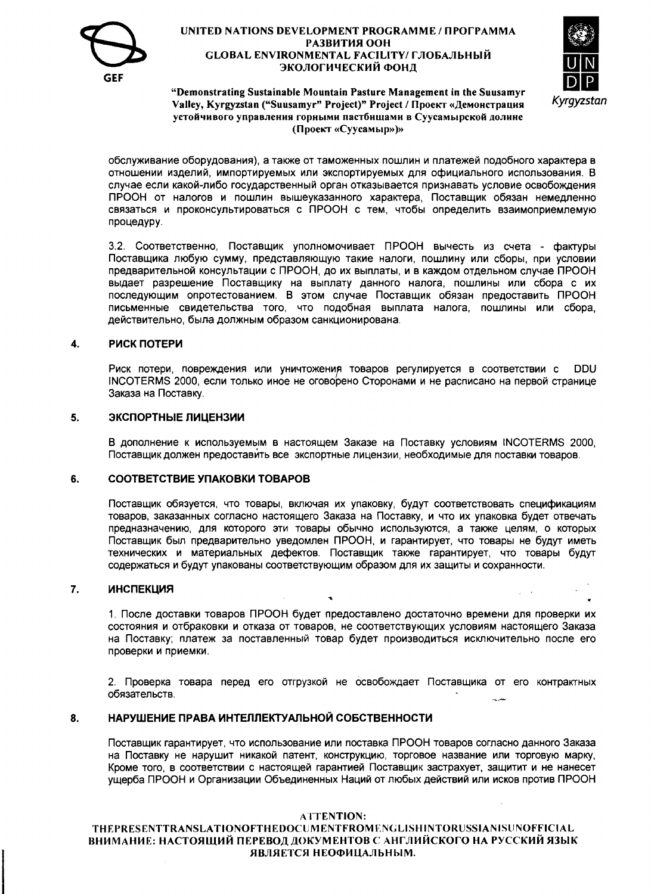обслуживание оборудования), а также от таможенных пошлин и платежей подобного характера в отношении изделий, импортируемых или экспортируемых для официального использования. В случае если какой-либо государственный орган отказывается признавать условие освобождения ПРООН от налогов и пошлин вышеуказанного характера, Поставщик обязан немедленно связаться и проконсультироваться с ПРООН с тем, чтобы определить взаимоприемлемую процедуру.

3.2. Соответственно, Поставщик уполномочивает ПРООН вычесть из счета - фактуры Поставщика любую сумму, представляющую такие налоги, пошлину или сборы, при условии предварительной консультации с ПРООН, до их выплаты, и в каждом отдельном случае ПРООН выдает разрешение Поставщику на выплату данного налога, пошлины или сбора с их последующим опротестованием. В этом случае Поставщик обязан предоставить ПРООН письменные свидетельства того, что подобная выплата налога, пошлины или сбора, действительно, была должным образом санкционирована.

## 4. РИСК ПОТЕРИ

Риск потери, повреждения или уничтожения товаров регулируется в соответствии с DDU INCOTERMS 2000, если только иное не оговорено Сторонами и не расписано на первой странице Заказа на Поставку.

## 5. ЭКСПОРТНЫЕ ЛИЦЕНЗИИ

В дополнение к используемым в настоящем Заказе на Поставку условиям INCOTERMS 2000, Поставщик должен предоставить все экспортные лицензии, необходимые для поставки товаров.

## 6. СООТВЕТСТВИЕ УПАКОВКИ ТОВАРОВ

Поставщик обязуется, что товары, включая их упаковку, будут соответствовать спецификациям товаров, заказанных согласно настоящего Заказа на Поставку, и что их упаковка будет отвечать предназначению, для которого эти товары обычно используются, а также целям, о которых Поставщик был предварительно уведомлен ПРООН, и гарантирует, что товары не будут иметь технических и материальных дефектов. Поставщик также гарантирует, что товары будут содержаться и будут упакованы соответствующим образом для их защиты и сохранности.

## 7. ИНСПЕКЦИЯ

1. После доставки товаров ПРООН будет предоставлено достаточно времени для проверки их состояния и отбраковки и отказа от товаров, не соответствующих условиям настоящего Заказа на Поставку; платеж за поставленный товар будет производиться исключительно после его проверки и приемки.

2. Проверка товара перед его отгрузкой не освобождает Поставщика от его контрактных обязательств.

## 8. НАРУШЕНИЕ ПРАВА ИНТЕЛЛЕКТУАЛЬНОЙ СОБСТВЕННОСТИ

Поставщик гарантирует, что использование или поставка ПРООН товаров согласно данного Заказа на Поставку не нарушит никакой патент, конструкцию, торговое название или торговую марку, Кроме того, в соответствии с настоящей гарантией Поставщик застрахует, защитит и не нанесет ущерба ПРООН и Организации Объединенных Наций от любых действий или исков против ПРООН

**ATTENTION:**
**THEPRESENTTRANSLATIONOFTHEDOCUMENTFROMENGLISHINTORUSSIANISUNOFFICIAL**
**ВНИМАНИЕ: НАСТОЯЩИЙ ПЕРЕВОД ДОКУМЕНТОВ С АНГЛИЙСКОГО НА РУССКИЙ ЯЗЫК ЯВЛЯЕТСЯ НЕОФИЦАЛЬНЫМ.**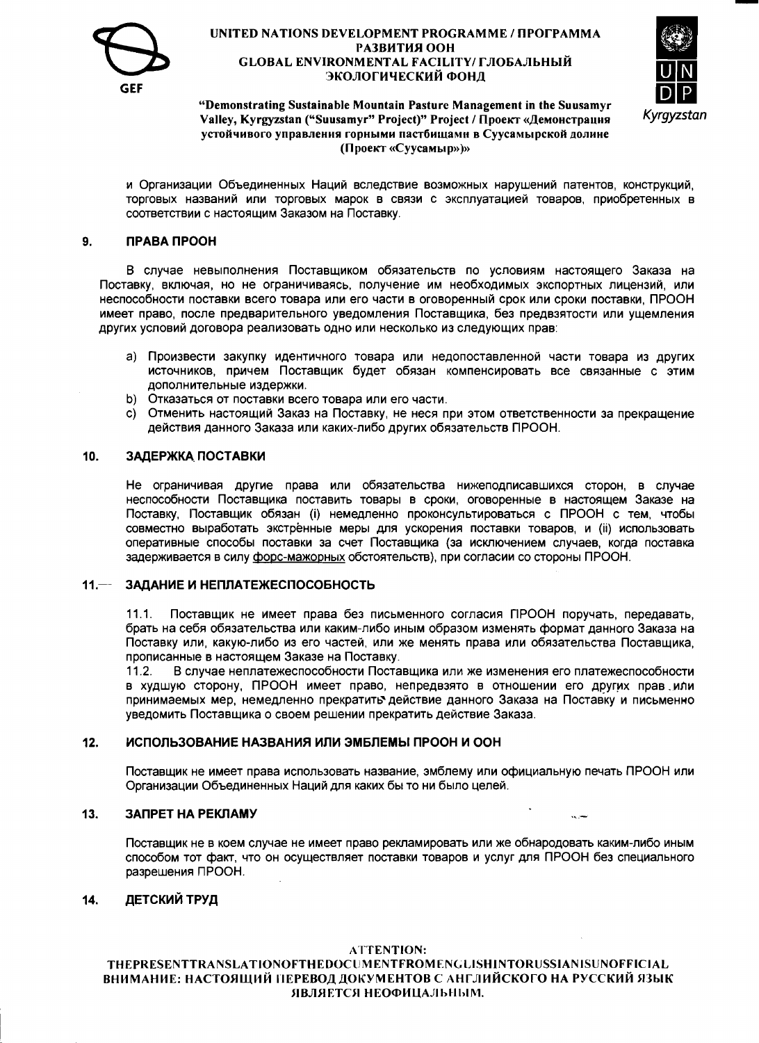и Организации Объединенных Наций вследствие возможных нарушений патентов, конструкций, торговых названий или торговых марок в связи с эксплуатацией товаров, приобретенных в соответствии с настоящим Заказом на Поставку.

## 9. ПРАВА ПРООН

В случае невыполнения Поставщиком обязательств по условиям настоящего Заказа на Поставку, включая, но не ограничиваясь, получение им необходимых экспортных лицензий, или неспособности поставки всего товара или его части в оговоренный срок или сроки поставки, ПРООН имеет право, после предварительного уведомления Поставщика, без предвзятости или ущемления других условий договора реализовать одно или несколько из следующих прав:

a) Произвести закупку идентичного товара или недопоставленной части товара из других источников, причем Поставщик будет обязан компенсировать все связанные с этим дополнительные издержки.
b) Отказаться от поставки всего товара или его части.
c) Отменить настоящий Заказ на Поставку, не неся при этом ответственности за прекращение действия данного Заказа или каких-либо других обязательств ПРООН.

## 10. ЗАДЕРЖКА ПОСТАВКИ

Не ограничивая другие права или обязательства нижеподписавшихся сторон, в случае неспособности Поставщика поставить товары в сроки, оговоренные в настоящем Заказе на Поставку, Поставщик обязан (i) немедленно проконсультироваться с ПРООН с тем, чтобы совместно выработать экстрѐнные меры для ускорения поставки товаров, и (ii) использовать оперативные способы поставки за счет Поставщика (за исключением случаев, когда поставка задерживается в силу форс-мажорных обстоятельств), при согласии со стороны ПРООН.

## 11. ЗАДАНИЕ И НЕПЛАТЕЖЕСПОСОБНОСТЬ

11.1. Поставщик не имеет права без письменного согласия ПРООН поручать, передавать, брать на себя обязательства или каким-либо образом изменять формат данного Заказа на Поставку или, какую-либо из его частей, или же менять права или обязательства Поставщика, прописанные в настоящем Заказе на Поставку.

11.2. В случае неплатежеспособности Поставщика или же изменения его платежеспособности в худшую сторону, ПРООН имеет право, непредвзято в отношении его других прав или принимаемых мер, немедленно прекратить действие данного Заказа на Поставку и письменно уведомить Поставщика о своем решении прекратить действие Заказа.

## 12. ИСПОЛЬЗОВАНИЕ НАЗВАНИЯ ИЛИ ЭМБЛЕМЫ ПРООН И ООН

Поставщик не имеет права использовать название, эмблему или официальную печать ПРООН или Организации Объединенных Наций для каких бы то ни было целей.

## 13. ЗАПРЕТ НА РЕКЛАМУ

Поставщик не в коем случае не имеет право рекламировать или же обнародовать каким-либо иным способом тот факт, что он осуществляет поставки товаров и услуг для ПРООН без специального разрешения ПРООН.

## 14. ДЕТСКИЙ ТРУД

ATTENTION:
THEPRESENTTRANSLATIONOFTHEDOCUMENTFROMENGLISHINTORUSSIANISUNOFFICIAL
ВНИМАНИЕ: НАСТОЯЩИЙ ПЕРЕВОД ДОКУМЕНТОВ С АНГЛИЙСКОГО НА РУССКИЙ ЯЗЫК ЯВЛЯЕТСЯ НЕОФИЦАЛЬНЫМ.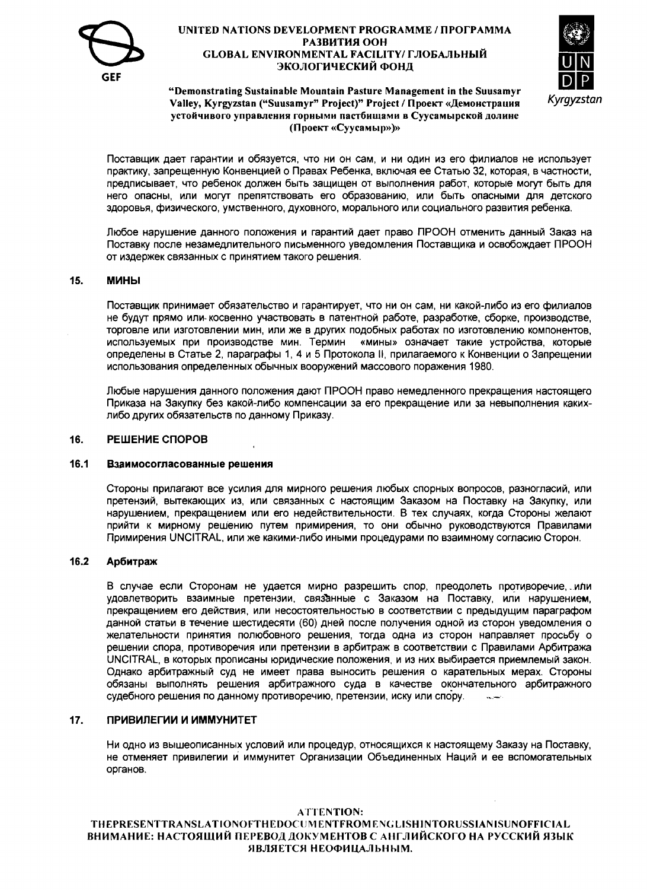Поставщик дает гарантии и обязуется, что ни он сам, и ни один из его филиалов не использует практику, запрещенную Конвенцией о Правах Ребенка, включая ее Статью 32, которая, в частности, предписывает, что ребенок должен быть защищен от выполнения работ, которые могут быть для него опасны, или могут препятствовать его образованию, или быть опасными для детского здоровья, физического, умственного, духовного, морального или социального развития ребенка.

Любое нарушение данного положения и гарантий дает право ПРООН отменить данный Заказ на Поставку после незамедлительного письменного уведомления Поставщика и освобождает ПРООН от издержек связанных с принятием такого решения.

## 15. МИНЫ

Поставщик принимает обязательство и гарантирует, что ни он сам, ни какой-либо из его филиалов не будут прямо или косвенно участвовать в патентной работе, разработке, сборке, производстве, торговле или изготовлении мин, или же в других подобных работах по изготовлению компонентов, используемых при производстве мин. Термин «мины» означает такие устройства, которые определены в Статье 2, параграфы 1, 4 и 5 Протокола II, прилагаемого к Конвенции о Запрещении использования определенных обычных вооружений массового поражения 1980.

Любые нарушения данного положения дают ПРООН право немедленного прекращения настоящего Приказа на Закупку без какой-либо компенсации за его прекращение или за невыполнения каких-либо других обязательств по данному Приказу.

## 16. РЕШЕНИЕ СПОРОВ

### 16.1 Взаимосогласованные решения

Стороны прилагают все усилия для мирного решения любых спорных вопросов, разногласий, или претензий, вытекающих из, или связанных с настоящим Заказом на Поставку на Закупку, или нарушением, прекращением или его недействительности. В тех случаях, когда Стороны желают прийти к мирному решению путем примирения, то они обычно руководствуются Правилами Примирения UNCITRAL, или же какими-либо иными процедурами по взаимному согласию Сторон.

### 16.2 Арбитраж

В случае если Сторонам не удается мирно разрешить спор, преодолеть противоречие, или удовлетворить взаимные претензии, связанные с Заказом на Поставку, или нарушением, прекращением его действия, или несостоятельностью в соответствии с предыдущим параграфом данной статьи в течение шестидесяти (60) дней после получения одной из сторон уведомления о желательности принятия полюбовного решения, тогда одна из сторон направляет просьбу о решении спора, противоречия или претензии в арбитраж в соответствии с Правилами Арбитража UNCITRAL, в которых прописаны юридические положения, и из них выбирается приемлемый закон. Однако арбитражный суд не имеет права выносить решения о карательных мерах. Стороны обязаны выполнять решения арбитражного суда в качестве окончательного арбитражного судебного решения по данному противоречию, претензии, иску или спору.

## 17. ПРИВИЛЕГИИ И ИММУНИТЕТ

Ни одно из вышеописанных условий или процедур, относящихся к настоящему Заказу на Поставку, не отменяет привилегии и иммунитет Организации Объединенных Наций и ее вспомогательных органов.

**ATTENTION:**
**THEPRESENTTRANSLATIONOFTHEDOCUMENTFROMENGLISHINTORUSSIANISUNOFFICIAL**
**ВНИМАНИЕ: НАСТОЯЩИЙ ПЕРЕВОД ДОКУМЕНТОВ С АНГЛИЙСКОГО НА РУССКИЙ ЯЗЫК ЯВЛЯЕТСЯ НЕОФИЦАЛЬНЫМ.**